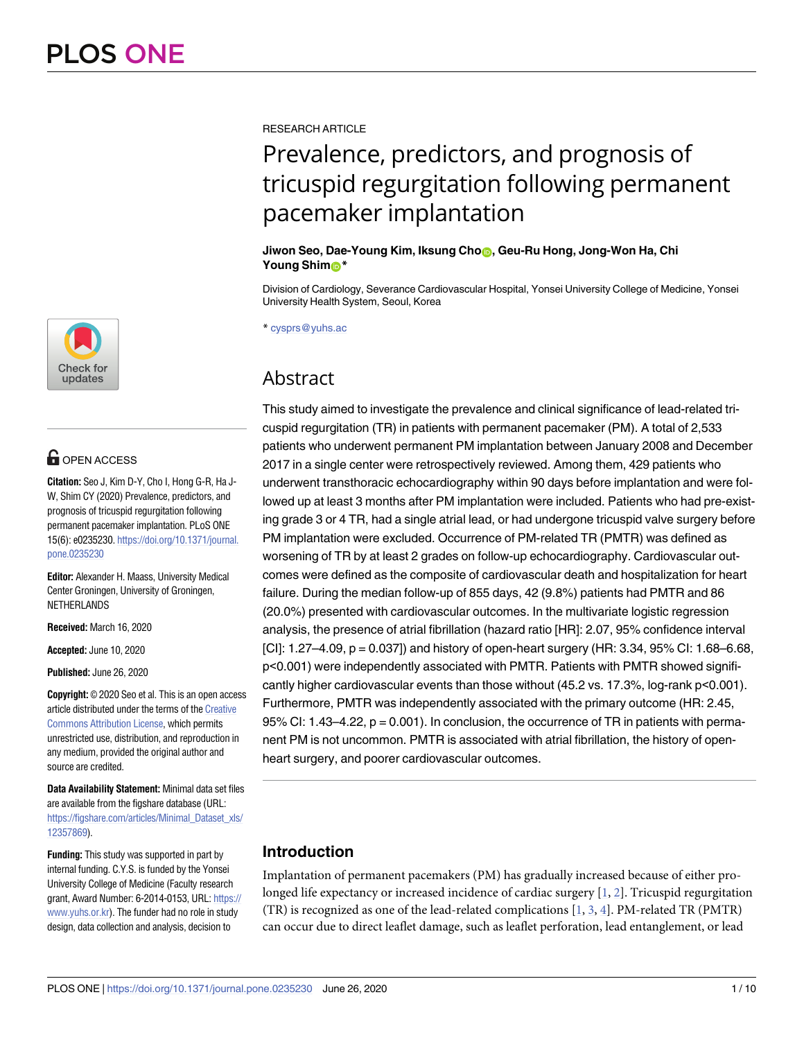RESEARCH ARTICLE

# Prevalence, predictors, and prognosis of tricuspid regurgitation following permanent pacemaker implantation

**Jiwon Seo, Dae-Young Kim, Iksung Cho, Geu-Ru Hong, Jong-Won Ha, Chi Young Shim\***

Division of Cardiology, Severance Cardiovascular Hospital, Yonsei University College of Medicine, Yonsei University Health System, Seoul, Korea

\* cysprs@yuhs.ac

OPEN ACCESS

**Citation:** Seo J, Kim D-Y, Cho I, Hong G-R, Ha J-W, Shim CY (2020) Prevalence, predictors, and prognosis of tricuspid regurgitation following permanent pacemaker implantation. PLoS ONE 15(6): e0235230. https://doi.org/10.1371/journal.pone.0235230

**Editor:** Alexander H. Maass, University Medical Center Groningen, University of Groningen, NETHERLANDS

**Received:** March 16, 2020

**Accepted:** June 10, 2020

**Published:** June 26, 2020

**Copyright:** © 2020 Seo et al. This is an open access article distributed under the terms of the Creative Commons Attribution License, which permits unrestricted use, distribution, and reproduction in any medium, provided the original author and source are credited.

**Data Availability Statement:** Minimal data set files are available from the figshare database (URL: https://figshare.com/articles/Minimal_Dataset_xls/12357869).

**Funding:** This study was supported in part by internal funding. C.Y.S. is funded by the Yonsei University College of Medicine (Faculty research grant, Award Number: 6-2014-0153, URL: https://www.yuhs.or.kr). The funder had no role in study design, data collection and analysis, decision to

## Abstract

This study aimed to investigate the prevalence and clinical significance of lead-related tricuspid regurgitation (TR) in patients with permanent pacemaker (PM). A total of 2,533 patients who underwent permanent PM implantation between January 2008 and December 2017 in a single center were retrospectively reviewed. Among them, 429 patients who underwent transthoracic echocardiography within 90 days before implantation and were followed up at least 3 months after PM implantation were included. Patients who had pre-existing grade 3 or 4 TR, had a single atrial lead, or had undergone tricuspid valve surgery before PM implantation were excluded. Occurrence of PM-related TR (PMTR) was defined as worsening of TR by at least 2 grades on follow-up echocardiography. Cardiovascular outcomes were defined as the composite of cardiovascular death and hospitalization for heart failure. During the median follow-up of 855 days, 42 (9.8%) patients had PMTR and 86 (20.0%) presented with cardiovascular outcomes. In the multivariate logistic regression analysis, the presence of atrial fibrillation (hazard ratio [HR]: 2.07, 95% confidence interval [CI]: 1.27–4.09, p = 0.037]) and history of open-heart surgery (HR: 3.34, 95% CI: 1.68–6.68, p<0.001) were independently associated with PMTR. Patients with PMTR showed significantly higher cardiovascular events than those without (45.2 vs. 17.3%, log-rank p<0.001). Furthermore, PMTR was independently associated with the primary outcome (HR: 2.45, 95% CI: 1.43–4.22, p = 0.001). In conclusion, the occurrence of TR in patients with permanent PM is not uncommon. PMTR is associated with atrial fibrillation, the history of open-heart surgery, and poorer cardiovascular outcomes.

## Introduction

Implantation of permanent pacemakers (PM) has gradually increased because of either prolonged life expectancy or increased incidence of cardiac surgery [1, 2]. Tricuspid regurgitation (TR) is recognized as one of the lead-related complications [1, 3, 4]. PM-related TR (PMTR) can occur due to direct leaflet damage, such as leaflet perforation, lead entanglement, or lead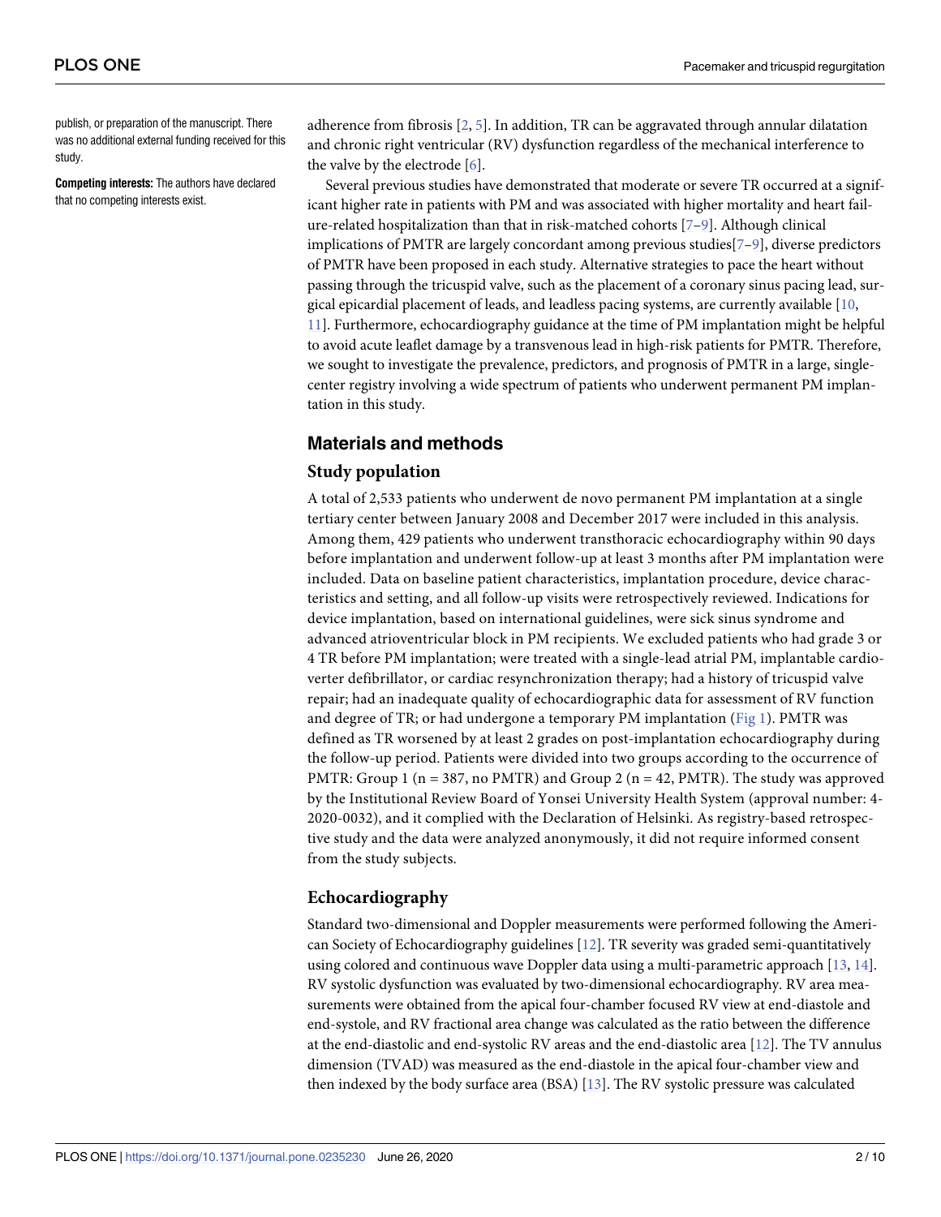publish, or preparation of the manuscript. There was no additional external funding received for this study.

**Competing interests:** The authors have declared that no competing interests exist.

adherence from fibrosis [2, 5]. In addition, TR can be aggravated through annular dilatation and chronic right ventricular (RV) dysfunction regardless of the mechanical interference to the valve by the electrode [6].

Several previous studies have demonstrated that moderate or severe TR occurred at a significant higher rate in patients with PM and was associated with higher mortality and heart failure-related hospitalization than that in risk-matched cohorts [7–9]. Although clinical implications of PMTR are largely concordant among previous studies[7–9], diverse predictors of PMTR have been proposed in each study. Alternative strategies to pace the heart without passing through the tricuspid valve, such as the placement of a coronary sinus pacing lead, surgical epicardial placement of leads, and leadless pacing systems, are currently available [10, 11]. Furthermore, echocardiography guidance at the time of PM implantation might be helpful to avoid acute leaflet damage by a transvenous lead in high-risk patients for PMTR. Therefore, we sought to investigate the prevalence, predictors, and prognosis of PMTR in a large, single-center registry involving a wide spectrum of patients who underwent permanent PM implantation in this study.

## Materials and methods

### Study population

A total of 2,533 patients who underwent de novo permanent PM implantation at a single tertiary center between January 2008 and December 2017 were included in this analysis. Among them, 429 patients who underwent transthoracic echocardiography within 90 days before implantation and underwent follow-up at least 3 months after PM implantation were included. Data on baseline patient characteristics, implantation procedure, device characteristics and setting, and all follow-up visits were retrospectively reviewed. Indications for device implantation, based on international guidelines, were sick sinus syndrome and advanced atrioventricular block in PM recipients. We excluded patients who had grade 3 or 4 TR before PM implantation; were treated with a single-lead atrial PM, implantable cardioverter defibrillator, or cardiac resynchronization therapy; had a history of tricuspid valve repair; had an inadequate quality of echocardiographic data for assessment of RV function and degree of TR; or had undergone a temporary PM implantation (Fig 1). PMTR was defined as TR worsened by at least 2 grades on post-implantation echocardiography during the follow-up period. Patients were divided into two groups according to the occurrence of PMTR: Group 1 (n = 387, no PMTR) and Group 2 (n = 42, PMTR). The study was approved by the Institutional Review Board of Yonsei University Health System (approval number: 4-2020-0032), and it complied with the Declaration of Helsinki. As registry-based retrospective study and the data were analyzed anonymously, it did not require informed consent from the study subjects.

### Echocardiography

Standard two-dimensional and Doppler measurements were performed following the American Society of Echocardiography guidelines [12]. TR severity was graded semi-quantitatively using colored and continuous wave Doppler data using a multi-parametric approach [13, 14]. RV systolic dysfunction was evaluated by two-dimensional echocardiography. RV area measurements were obtained from the apical four-chamber focused RV view at end-diastole and end-systole, and RV fractional area change was calculated as the ratio between the difference at the end-diastolic and end-systolic RV areas and the end-diastolic area [12]. The TV annulus dimension (TVAD) was measured as the end-diastole in the apical four-chamber view and then indexed by the body surface area (BSA) [13]. The RV systolic pressure was calculated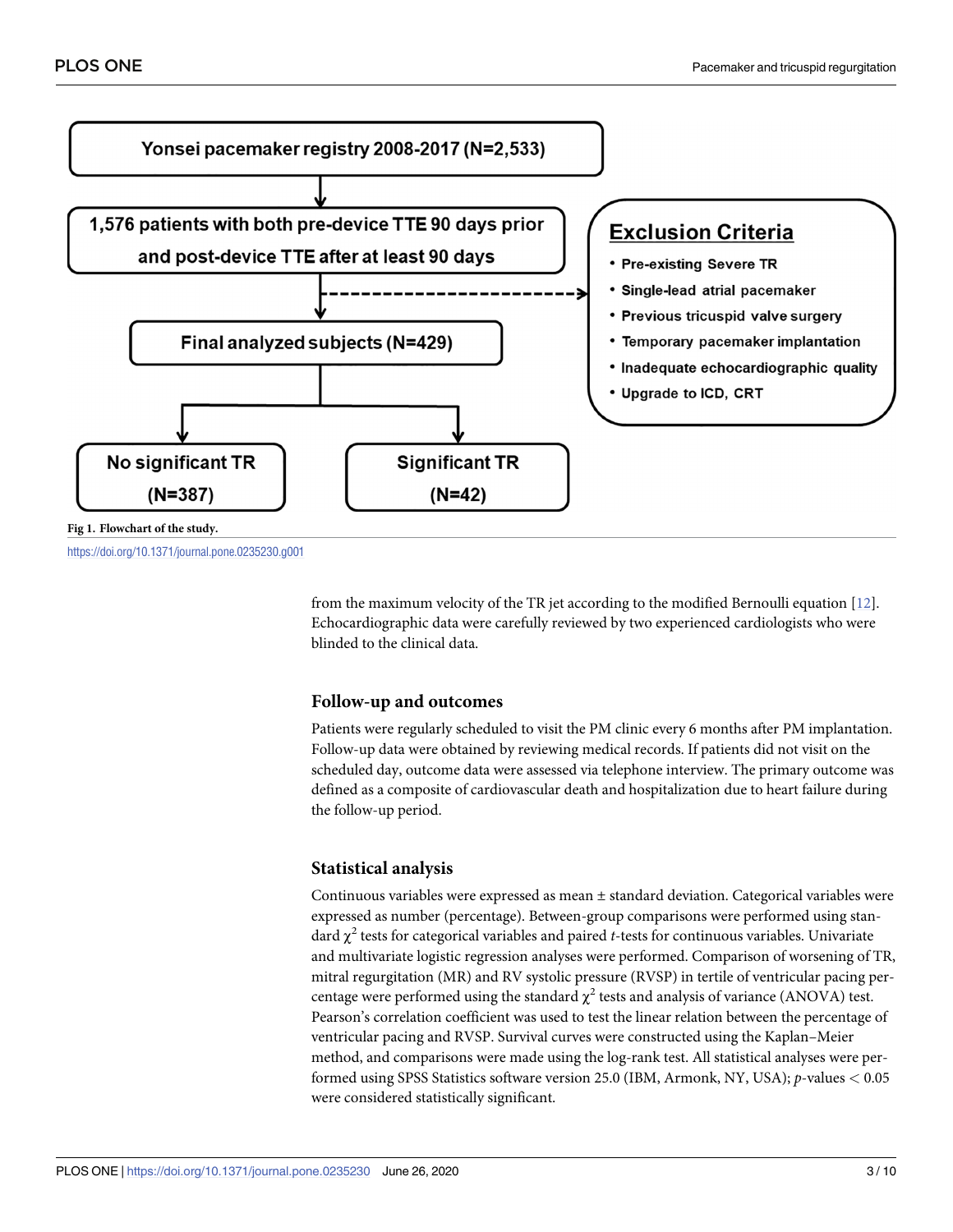Yonsei pacemaker registry 2008-2017 (N=2,533)

1,576 patients with both pre-device TTE 90 days prior and post-device TTE after at least 90 days

Final analyzed subjects (N=429)

No significant TR (N=387)

Significant TR (N=42)

**Exclusion Criteria**

- Pre-existing Severe TR
- Single-lead atrial pacemaker
- Previous tricuspid valve surgery
- Temporary pacemaker implantation
- Inadequate echocardiographic quality
- Upgrade to ICD, CRT

**Fig 1. Flowchart of the study.**

https://doi.org/10.1371/journal.pone.0235230.g001

from the maximum velocity of the TR jet according to the modified Bernoulli equation [12]. Echocardiographic data were carefully reviewed by two experienced cardiologists who were blinded to the clinical data.

### Follow-up and outcomes

Patients were regularly scheduled to visit the PM clinic every 6 months after PM implantation. Follow-up data were obtained by reviewing medical records. If patients did not visit on the scheduled day, outcome data were assessed via telephone interview. The primary outcome was defined as a composite of cardiovascular death and hospitalization due to heart failure during the follow-up period.

### Statistical analysis

Continuous variables were expressed as mean ± standard deviation. Categorical variables were expressed as number (percentage). Between-group comparisons were performed using standard $\chi^2$ tests for categorical variables and paired *t*-tests for continuous variables. Univariate and multivariate logistic regression analyses were performed. Comparison of worsening of TR, mitral regurgitation (MR) and RV systolic pressure (RVSP) in tertile of ventricular pacing percentage were performed using the standard $\chi^2$ tests and analysis of variance (ANOVA) test. Pearson's correlation coefficient was used to test the linear relation between the percentage of ventricular pacing and RVSP. Survival curves were constructed using the Kaplan–Meier method, and comparisons were made using the log-rank test. All statistical analyses were performed using SPSS Statistics software version 25.0 (IBM, Armonk, NY, USA); *p*-values $< 0.05$ were considered statistically significant.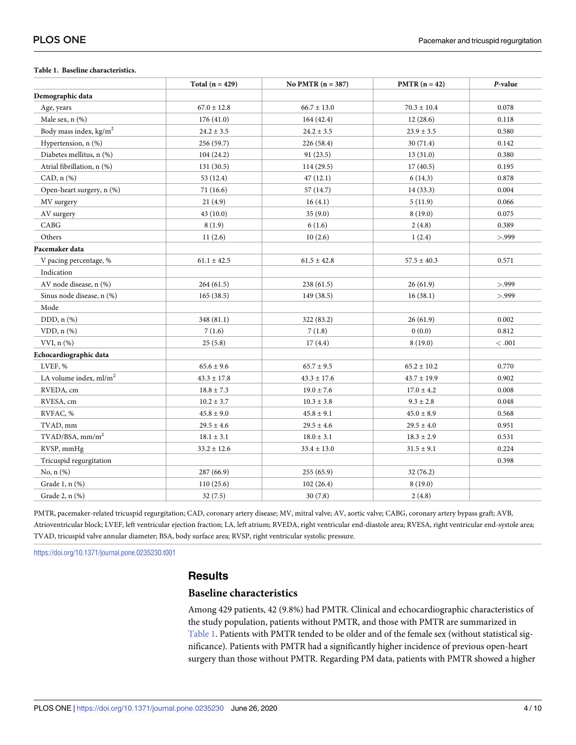**Table 1. Baseline characteristics.**

| | Total (n = 429) | No PMTR (n = 387) | PMTR (n = 42) | *P*-value |
|---|---|---|---|---|
| **Demographic data** | | | | |
| Age, years | 67.0 ± 12.8 | 66.7 ± 13.0 | 70.3 ± 10.4 | 0.078 |
| Male sex, n (%) | 176 (41.0) | 164 (42.4) | 12 (28.6) | 0.118 |
| Body mass index, kg/m$^2$ | 24.2 ± 3.5 | 24.2 ± 3.5 | 23.9 ± 3.5 | 0.580 |
| Hypertension, n (%) | 256 (59.7) | 226 (58.4) | 30 (71.4) | 0.142 |
| Diabetes mellitus, n (%) | 104 (24.2) | 91 (23.5) | 13 (31.0) | 0.380 |
| Atrial fibrillation, n (%) | 131 (30.5) | 114 (29.5) | 17 (40.5) | 0.195 |
| CAD, n (%) | 53 (12.4) | 47 (12.1) | 6 (14.3) | 0.878 |
| Open-heart surgery, n (%) | 71 (16.6) | 57 (14.7) | 14 (33.3) | 0.004 |
| MV surgery | 21 (4.9) | 16 (4.1) | 5 (11.9) | 0.066 |
| AV surgery | 43 (10.0) | 35 (9.0) | 8 (19.0) | 0.075 |
| CABG | 8 (1.9) | 6 (1.6) | 2 (4.8) | 0.389 |
| Others | 11 (2.6) | 10 (2.6) | 1 (2.4) | >.999 |
| **Pacemaker data** | | | | |
| V pacing percentage, % | 61.1 ± 42.5 | 61.5 ± 42.8 | 57.5 ± 40.3 | 0.571 |
| Indication | | | | |
| AV node disease, n (%) | 264 (61.5) | 238 (61.5) | 26 (61.9) | >.999 |
| Sinus node disease, n (%) | 165 (38.5) | 149 (38.5) | 16 (38.1) | >.999 |
| Mode | | | | |
| DDD, n (%) | 348 (81.1) | 322 (83.2) | 26 (61.9) | 0.002 |
| VDD, n (%) | 7 (1.6) | 7 (1.8) | 0 (0.0) | 0.812 |
| VVI, n (%) | 25 (5.8) | 17 (4.4) | 8 (19.0) | < .001 |
| **Echocardiographic data** | | | | |
| LVEF, % | 65.6 ± 9.6 | 65.7 ± 9.5 | 65.2 ± 10.2 | 0.770 |
| LA volume index, ml/m$^2$ | 43.3 ± 17.8 | 43.3 ± 17.6 | 43.7 ± 19.9 | 0.902 |
| RVEDA, cm | 18.8 ± 7.3 | 19.0 ± 7.6 | 17.0 ± 4.2 | 0.008 |
| RVESA, cm | 10.2 ± 3.7 | 10.3 ± 3.8 | 9.3 ± 2.8 | 0.048 |
| RVFAC, % | 45.8 ± 9.0 | 45.8 ± 9.1 | 45.0 ± 8.9 | 0.568 |
| TVAD, mm | 29.5 ± 4.6 | 29.5 ± 4.6 | 29.5 ± 4.0 | 0.951 |
| TVAD/BSA, mm/m$^2$ | 18.1 ± 3.1 | 18.0 ± 3.1 | 18.3 ± 2.9 | 0.531 |
| RVSP, mmHg | 33.2 ± 12.6 | 33.4 ± 13.0 | 31.5 ± 9.1 | 0.224 |
| Tricuspid regurgitation | | | | 0.398 |
| No, n (%) | 287 (66.9) | 255 (65.9) | 32 (76.2) | |
| Grade 1, n (%) | 110 (25.6) | 102 (26.4) | 8 (19.0) | |
| Grade 2, n (%) | 32 (7.5) | 30 (7.8) | 2 (4.8) | |

PMTR, pacemaker-related tricuspid regurgitation; CAD, coronary artery disease; MV, mitral valve; AV, aortic valve; CABG, coronary artery bypass graft; AVB, Atrioventricular block; LVEF, left ventricular ejection fraction; LA, left atrium; RVEDA, right ventricular end-diastole area; RVESA, right ventricular end-systole area; TVAD, tricuspid valve annular diameter; BSA, body surface area; RVSP, right ventricular systolic pressure.

https://doi.org/10.1371/journal.pone.0235230.t001

## Results

### Baseline characteristics

Among 429 patients, 42 (9.8%) had PMTR. Clinical and echocardiographic characteristics of the study population, patients without PMTR, and those with PMTR are summarized in Table 1. Patients with PMTR tended to be older and of the female sex (without statistical significance). Patients with PMTR had a significantly higher incidence of previous open-heart surgery than those without PMTR. Regarding PM data, patients with PMTR showed a higher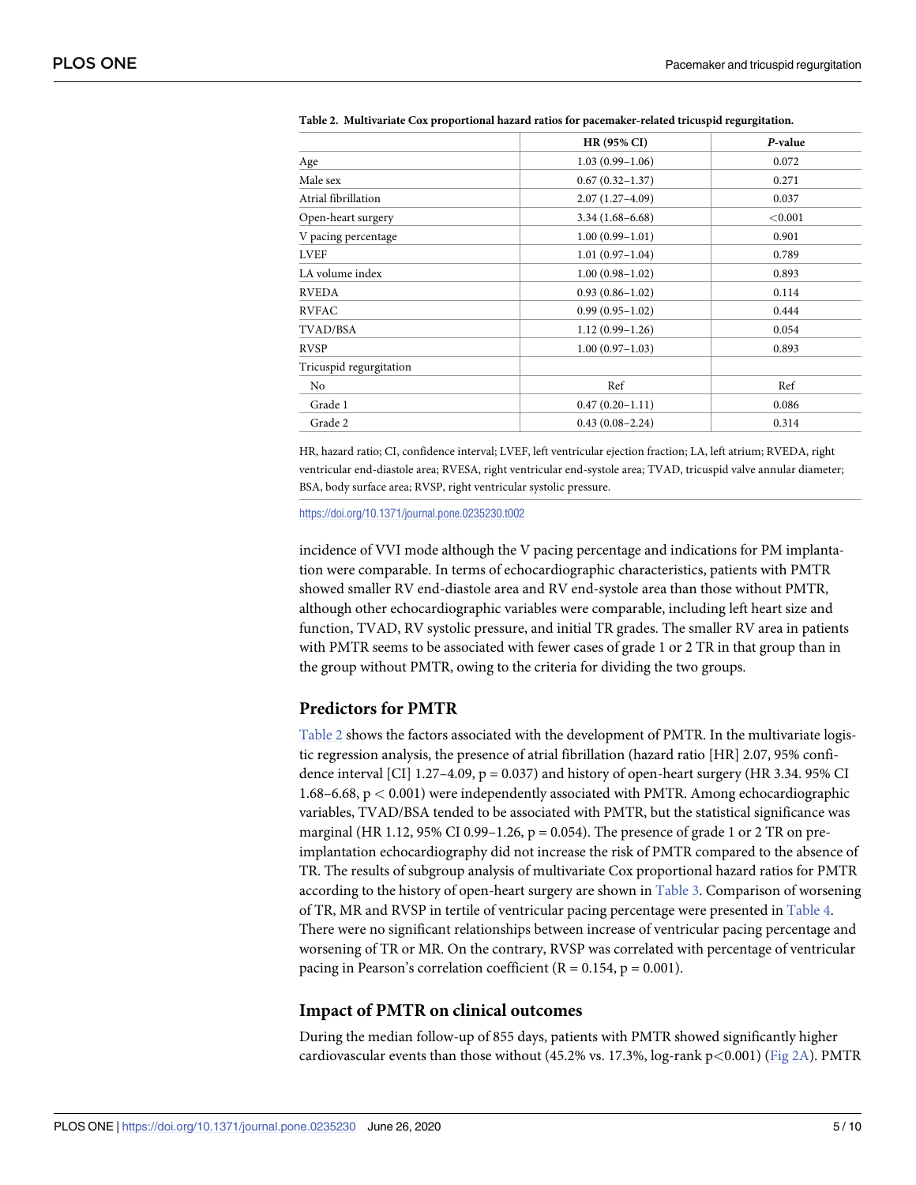**Table 2. Multivariate Cox proportional hazard ratios for pacemaker-related tricuspid regurgitation.**

| | HR (95% CI) | *P*-value |
|---|---|---|
| Age | 1.03 (0.99–1.06) | 0.072 |
| Male sex | 0.67 (0.32–1.37) | 0.271 |
| Atrial fibrillation | 2.07 (1.27–4.09) | 0.037 |
| Open-heart surgery | 3.34 (1.68–6.68) | <0.001 |
| V pacing percentage | 1.00 (0.99–1.01) | 0.901 |
| LVEF | 1.01 (0.97–1.04) | 0.789 |
| LA volume index | 1.00 (0.98–1.02) | 0.893 |
| RVEDA | 0.93 (0.86–1.02) | 0.114 |
| RVFAC | 0.99 (0.95–1.02) | 0.444 |
| TVAD/BSA | 1.12 (0.99–1.26) | 0.054 |
| RVSP | 1.00 (0.97–1.03) | 0.893 |
| Tricuspid regurgitation | | |
| No | Ref | Ref |
| Grade 1 | 0.47 (0.20–1.11) | 0.086 |
| Grade 2 | 0.43 (0.08–2.24) | 0.314 |

HR, hazard ratio; CI, confidence interval; LVEF, left ventricular ejection fraction; LA, left atrium; RVEDA, right ventricular end-diastole area; RVESA, right ventricular end-systole area; TVAD, tricuspid valve annular diameter; BSA, body surface area; RVSP, right ventricular systolic pressure.

https://doi.org/10.1371/journal.pone.0235230.t002

incidence of VVI mode although the V pacing percentage and indications for PM implantation were comparable. In terms of echocardiographic characteristics, patients with PMTR showed smaller RV end-diastole area and RV end-systole area than those without PMTR, although other echocardiographic variables were comparable, including left heart size and function, TVAD, RV systolic pressure, and initial TR grades. The smaller RV area in patients with PMTR seems to be associated with fewer cases of grade 1 or 2 TR in that group than in the group without PMTR, owing to the criteria for dividing the two groups.

## Predictors for PMTR

Table 2 shows the factors associated with the development of PMTR. In the multivariate logistic regression analysis, the presence of atrial fibrillation (hazard ratio [HR] 2.07, 95% confidence interval [CI] 1.27–4.09, $p = 0.037$) and history of open-heart surgery (HR 3.34. 95% CI 1.68–6.68, $p < 0.001$) were independently associated with PMTR. Among echocardiographic variables, TVAD/BSA tended to be associated with PMTR, but the statistical significance was marginal (HR 1.12, 95% CI 0.99–1.26, $p = 0.054$). The presence of grade 1 or 2 TR on pre-implantation echocardiography did not increase the risk of PMTR compared to the absence of TR. The results of subgroup analysis of multivariate Cox proportional hazard ratios for PMTR according to the history of open-heart surgery are shown in Table 3. Comparison of worsening of TR, MR and RVSP in tertile of ventricular pacing percentage were presented in Table 4. There were no significant relationships between increase of ventricular pacing percentage and worsening of TR or MR. On the contrary, RVSP was correlated with percentage of ventricular pacing in Pearson's correlation coefficient ($R = 0.154$, $p = 0.001$).

## Impact of PMTR on clinical outcomes

During the median follow-up of 855 days, patients with PMTR showed significantly higher cardiovascular events than those without (45.2% vs. 17.3%, log-rank $p<0.001$) (Fig 2A). PMTR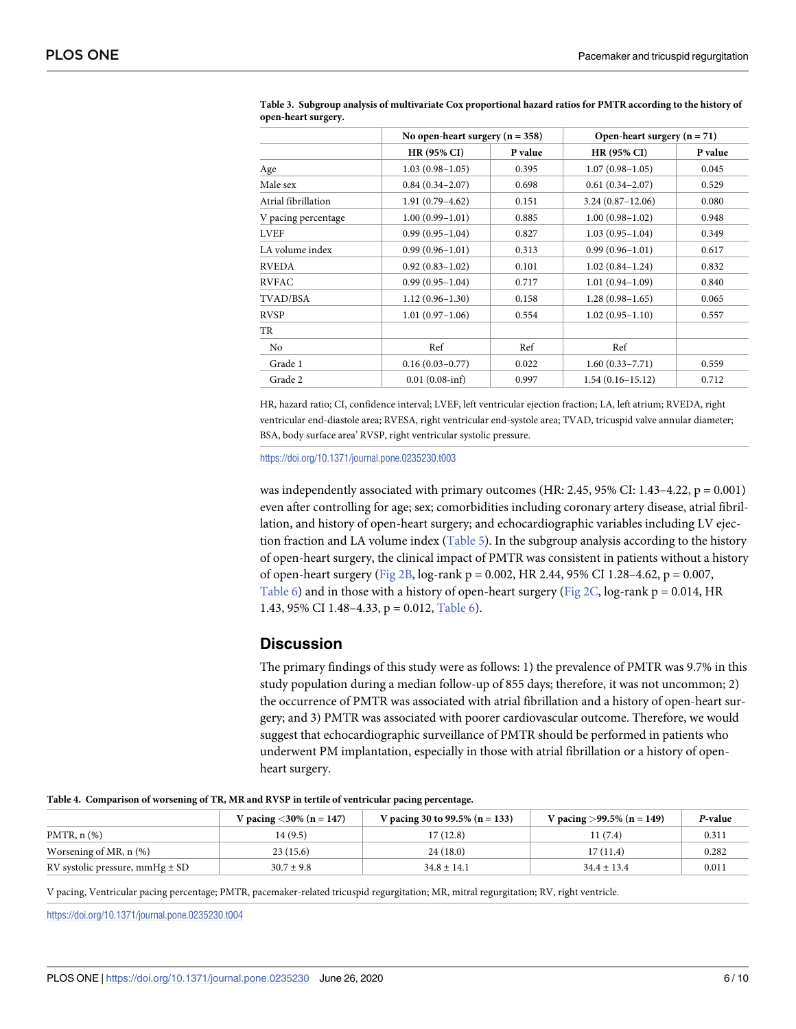**Table 3. Subgroup analysis of multivariate Cox proportional hazard ratios for PMTR according to the history of open-heart surgery.**

| | No open-heart surgery (n = 358) | | Open-heart surgery (n = 71) | |
|---|---|---|---|---|
| | HR (95% CI) | P value | HR (95% CI) | P value |
| Age | 1.03 (0.98–1.05) | 0.395 | 1.07 (0.98–1.05) | 0.045 |
| Male sex | 0.84 (0.34–2.07) | 0.698 | 0.61 (0.34–2.07) | 0.529 |
| Atrial fibrillation | 1.91 (0.79–4.62) | 0.151 | 3.24 (0.87–12.06) | 0.080 |
| V pacing percentage | 1.00 (0.99–1.01) | 0.885 | 1.00 (0.98–1.02) | 0.948 |
| LVEF | 0.99 (0.95–1.04) | 0.827 | 1.03 (0.95–1.04) | 0.349 |
| LA volume index | 0.99 (0.96–1.01) | 0.313 | 0.99 (0.96–1.01) | 0.617 |
| RVEDA | 0.92 (0.83–1.02) | 0.101 | 1.02 (0.84–1.24) | 0.832 |
| RVFAC | 0.99 (0.95–1.04) | 0.717 | 1.01 (0.94–1.09) | 0.840 |
| TVAD/BSA | 1.12 (0.96–1.30) | 0.158 | 1.28 (0.98–1.65) | 0.065 |
| RVSP | 1.01 (0.97–1.06) | 0.554 | 1.02 (0.95–1.10) | 0.557 |
| TR | | | | |
| No | Ref | Ref | Ref | |
| Grade 1 | 0.16 (0.03–0.77) | 0.022 | 1.60 (0.33–7.71) | 0.559 |
| Grade 2 | 0.01 (0.08-inf) | 0.997 | 1.54 (0.16–15.12) | 0.712 |

HR, hazard ratio; CI, confidence interval; LVEF, left ventricular ejection fraction; LA, left atrium; RVEDA, right ventricular end-diastole area; RVESA, right ventricular end-systole area; TVAD, tricuspid valve annular diameter; BSA, body surface area' RVSP, right ventricular systolic pressure.

https://doi.org/10.1371/journal.pone.0235230.t003

was independently associated with primary outcomes (HR: 2.45, 95% CI: 1.43–4.22, p = 0.001) even after controlling for age; sex; comorbidities including coronary artery disease, atrial fibrillation, and history of open-heart surgery; and echocardiographic variables including LV ejection fraction and LA volume index (Table 5). In the subgroup analysis according to the history of open-heart surgery, the clinical impact of PMTR was consistent in patients without a history of open-heart surgery (Fig 2B, log-rank p = 0.002, HR 2.44, 95% CI 1.28–4.62, p = 0.007, Table 6) and in those with a history of open-heart surgery (Fig 2C, log-rank p = 0.014, HR 1.43, 95% CI 1.48–4.33, p = 0.012, Table 6).

## Discussion

The primary findings of this study were as follows: 1) the prevalence of PMTR was 9.7% in this study population during a median follow-up of 855 days; therefore, it was not uncommon; 2) the occurrence of PMTR was associated with atrial fibrillation and a history of open-heart surgery; and 3) PMTR was associated with poorer cardiovascular outcome. Therefore, we would suggest that echocardiographic surveillance of PMTR should be performed in patients who underwent PM implantation, especially in those with atrial fibrillation or a history of open-heart surgery.

**Table 4. Comparison of worsening of TR, MR and RVSP in tertile of ventricular pacing percentage.**

| | V pacing <30% (n = 147) | V pacing 30 to 99.5% (n = 133) | V pacing >99.5% (n = 149) | *P*-value |
|---|---|---|---|---|
| PMTR, n (%) | 14 (9.5) | 17 (12.8) | 11 (7.4) | 0.311 |
| Worsening of MR, n (%) | 23 (15.6) | 24 (18.0) | 17 (11.4) | 0.282 |
| RV systolic pressure, mmHg ± SD | 30.7 ± 9.8 | 34.8 ± 14.1 | 34.4 ± 13.4 | 0.011 |

V pacing, Ventricular pacing percentage; PMTR, pacemaker-related tricuspid regurgitation; MR, mitral regurgitation; RV, right ventricle.

https://doi.org/10.1371/journal.pone.0235230.t004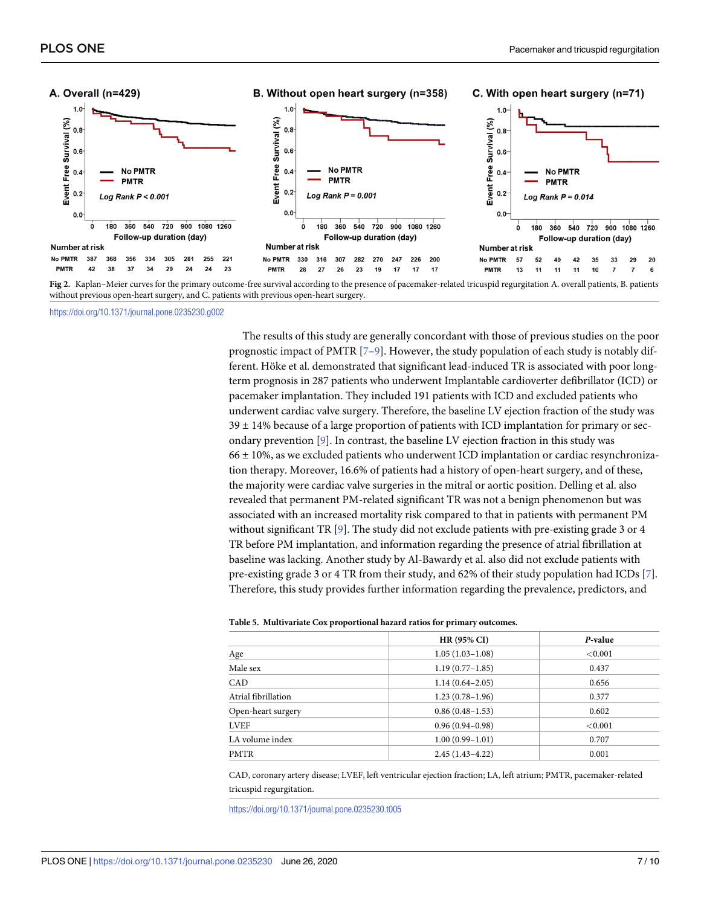Fig 2. Kaplan–Meier curves for the primary outcome-free survival according to the presence of pacemaker-related tricuspid regurgitation A. overall patients, B. patients without previous open-heart surgery, and C. patients with previous open-heart surgery.

https://doi.org/10.1371/journal.pone.0235230.g002

The results of this study are generally concordant with those of previous studies on the poor prognostic impact of PMTR [7–9]. However, the study population of each study is notably different. Höke et al. demonstrated that significant lead-induced TR is associated with poor long-term prognosis in 287 patients who underwent Implantable cardioverter defibrillator (ICD) or pacemaker implantation. They included 191 patients with ICD and excluded patients who underwent cardiac valve surgery. Therefore, the baseline LV ejection fraction of the study was 39 ± 14% because of a large proportion of patients with ICD implantation for primary or secondary prevention [9]. In contrast, the baseline LV ejection fraction in this study was 66 ± 10%, as we excluded patients who underwent ICD implantation or cardiac resynchronization therapy. Moreover, 16.6% of patients had a history of open-heart surgery, and of these, the majority were cardiac valve surgeries in the mitral or aortic position. Delling et al. also revealed that permanent PM-related significant TR was not a benign phenomenon but was associated with an increased mortality risk compared to that in patients with permanent PM without significant TR [9]. The study did not exclude patients with pre-existing grade 3 or 4 TR before PM implantation, and information regarding the presence of atrial fibrillation at baseline was lacking. Another study by Al-Bawardy et al. also did not exclude patients with pre-existing grade 3 or 4 TR from their study, and 62% of their study population had ICDs [7]. Therefore, this study provides further information regarding the prevalence, predictors, and

**Table 5. Multivariate Cox proportional hazard ratios for primary outcomes.**

| | HR (95% CI) | *P*-value |
|---|---|---|
| Age | 1.05 (1.03–1.08) | <0.001 |
| Male sex | 1.19 (0.77–1.85) | 0.437 |
| CAD | 1.14 (0.64–2.05) | 0.656 |
| Atrial fibrillation | 1.23 (0.78–1.96) | 0.377 |
| Open-heart surgery | 0.86 (0.48–1.53) | 0.602 |
| LVEF | 0.96 (0.94–0.98) | <0.001 |
| LA volume index | 1.00 (0.99–1.01) | 0.707 |
| PMTR | 2.45 (1.43–4.22) | 0.001 |

CAD, coronary artery disease; LVEF, left ventricular ejection fraction; LA, left atrium; PMTR, pacemaker-related tricuspid regurgitation.

https://doi.org/10.1371/journal.pone.0235230.t005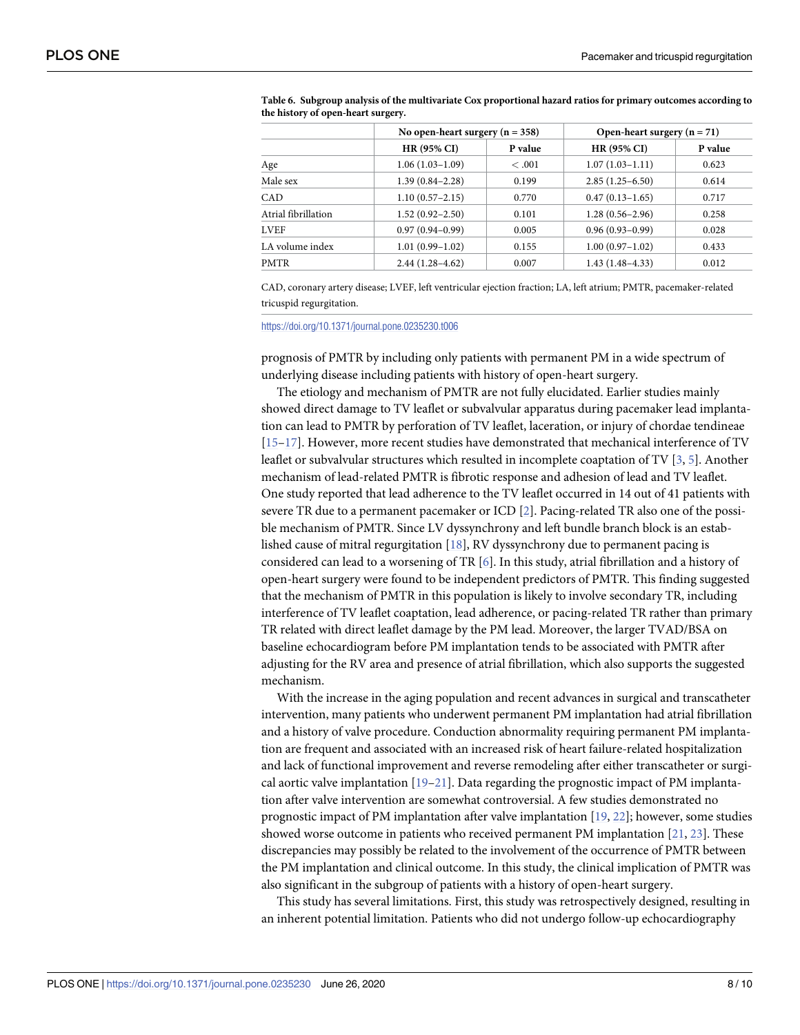**Table 6. Subgroup analysis of the multivariate Cox proportional hazard ratios for primary outcomes according to the history of open-heart surgery.**

| | No open-heart surgery (n = 358) | | Open-heart surgery (n = 71) | |
|---|---|---|---|---|
| | HR (95% CI) | P value | HR (95% CI) | P value |
| Age | 1.06 (1.03–1.09) | < .001 | 1.07 (1.03–1.11) | 0.623 |
| Male sex | 1.39 (0.84–2.28) | 0.199 | 2.85 (1.25–6.50) | 0.614 |
| CAD | 1.10 (0.57–2.15) | 0.770 | 0.47 (0.13–1.65) | 0.717 |
| Atrial fibrillation | 1.52 (0.92–2.50) | 0.101 | 1.28 (0.56–2.96) | 0.258 |
| LVEF | 0.97 (0.94–0.99) | 0.005 | 0.96 (0.93–0.99) | 0.028 |
| LA volume index | 1.01 (0.99–1.02) | 0.155 | 1.00 (0.97–1.02) | 0.433 |
| PMTR | 2.44 (1.28–4.62) | 0.007 | 1.43 (1.48–4.33) | 0.012 |

CAD, coronary artery disease; LVEF, left ventricular ejection fraction; LA, left atrium; PMTR, pacemaker-related tricuspid regurgitation.

https://doi.org/10.1371/journal.pone.0235230.t006

prognosis of PMTR by including only patients with permanent PM in a wide spectrum of underlying disease including patients with history of open-heart surgery.

The etiology and mechanism of PMTR are not fully elucidated. Earlier studies mainly showed direct damage to TV leaflet or subvalvular apparatus during pacemaker lead implantation can lead to PMTR by perforation of TV leaflet, laceration, or injury of chordae tendineae [15–17]. However, more recent studies have demonstrated that mechanical interference of TV leaflet or subvalvular structures which resulted in incomplete coaptation of TV [3, 5]. Another mechanism of lead-related PMTR is fibrotic response and adhesion of lead and TV leaflet. One study reported that lead adherence to the TV leaflet occurred in 14 out of 41 patients with severe TR due to a permanent pacemaker or ICD [2]. Pacing-related TR also one of the possible mechanism of PMTR. Since LV dyssynchrony and left bundle branch block is an established cause of mitral regurgitation [18], RV dyssynchrony due to permanent pacing is considered can lead to a worsening of TR [6]. In this study, atrial fibrillation and a history of open-heart surgery were found to be independent predictors of PMTR. This finding suggested that the mechanism of PMTR in this population is likely to involve secondary TR, including interference of TV leaflet coaptation, lead adherence, or pacing-related TR rather than primary TR related with direct leaflet damage by the PM lead. Moreover, the larger TVAD/BSA on baseline echocardiogram before PM implantation tends to be associated with PMTR after adjusting for the RV area and presence of atrial fibrillation, which also supports the suggested mechanism.

With the increase in the aging population and recent advances in surgical and transcatheter intervention, many patients who underwent permanent PM implantation had atrial fibrillation and a history of valve procedure. Conduction abnormality requiring permanent PM implantation are frequent and associated with an increased risk of heart failure-related hospitalization and lack of functional improvement and reverse remodeling after either transcatheter or surgical aortic valve implantation [19–21]. Data regarding the prognostic impact of PM implantation after valve intervention are somewhat controversial. A few studies demonstrated no prognostic impact of PM implantation after valve implantation [19, 22]; however, some studies showed worse outcome in patients who received permanent PM implantation [21, 23]. These discrepancies may possibly be related to the involvement of the occurrence of PMTR between the PM implantation and clinical outcome. In this study, the clinical implication of PMTR was also significant in the subgroup of patients with a history of open-heart surgery.

This study has several limitations. First, this study was retrospectively designed, resulting in an inherent potential limitation. Patients who did not undergo follow-up echocardiography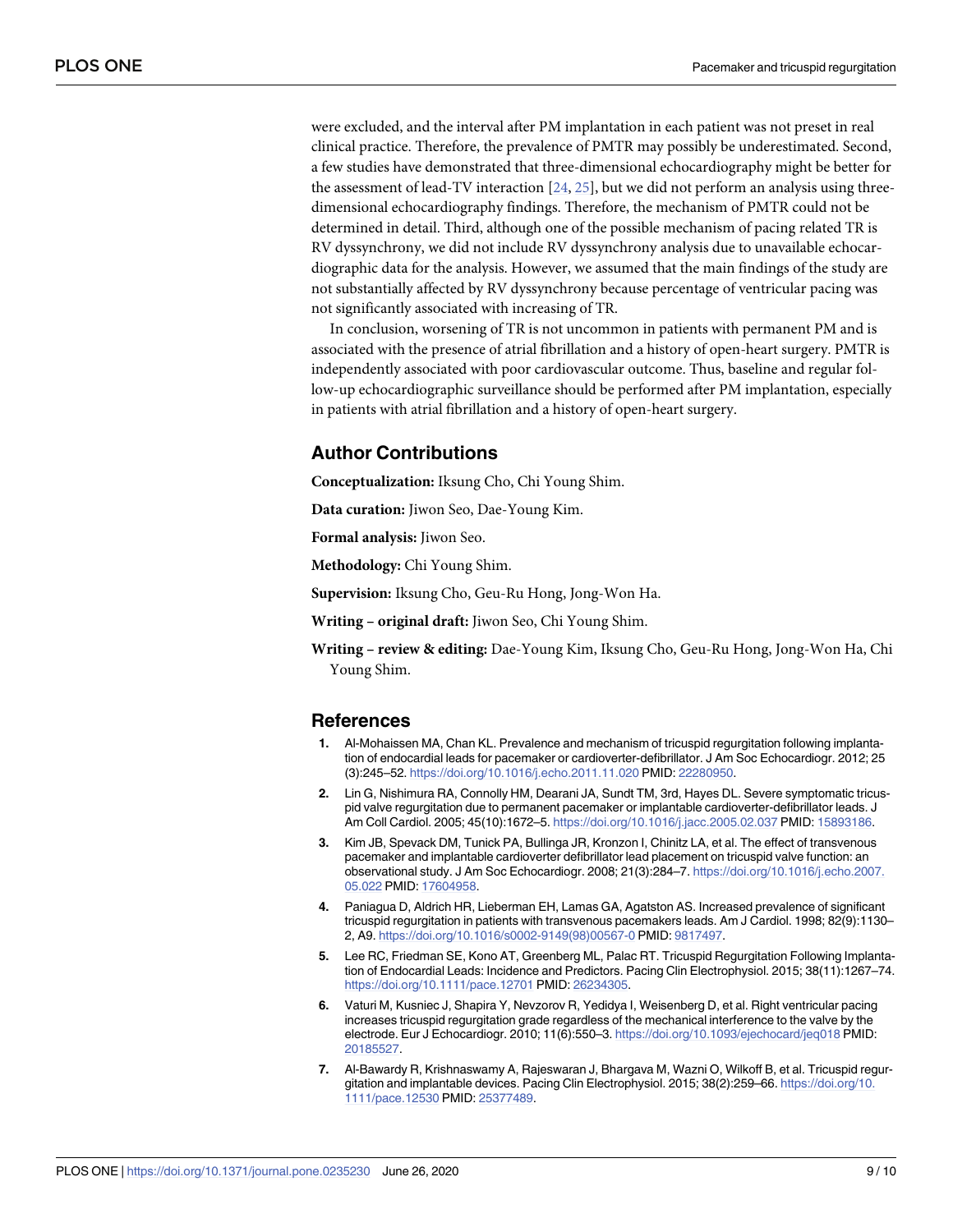were excluded, and the interval after PM implantation in each patient was not preset in real clinical practice. Therefore, the prevalence of PMTR may possibly be underestimated. Second, a few studies have demonstrated that three-dimensional echocardiography might be better for the assessment of lead-TV interaction [24, 25], but we did not perform an analysis using three-dimensional echocardiography findings. Therefore, the mechanism of PMTR could not be determined in detail. Third, although one of the possible mechanism of pacing related TR is RV dyssynchrony, we did not include RV dyssynchrony analysis due to unavailable echocardiographic data for the analysis. However, we assumed that the main findings of the study are not substantially affected by RV dyssynchrony because percentage of ventricular pacing was not significantly associated with increasing of TR.

In conclusion, worsening of TR is not uncommon in patients with permanent PM and is associated with the presence of atrial fibrillation and a history of open-heart surgery. PMTR is independently associated with poor cardiovascular outcome. Thus, baseline and regular follow-up echocardiographic surveillance should be performed after PM implantation, especially in patients with atrial fibrillation and a history of open-heart surgery.

## Author Contributions

**Conceptualization:** Iksung Cho, Chi Young Shim.

**Data curation:** Jiwon Seo, Dae-Young Kim.

**Formal analysis:** Jiwon Seo.

**Methodology:** Chi Young Shim.

**Supervision:** Iksung Cho, Geu-Ru Hong, Jong-Won Ha.

**Writing – original draft:** Jiwon Seo, Chi Young Shim.

**Writing – review & editing:** Dae-Young Kim, Iksung Cho, Geu-Ru Hong, Jong-Won Ha, Chi Young Shim.

## References

1. Al-Mohaissen MA, Chan KL. Prevalence and mechanism of tricuspid regurgitation following implantation of endocardial leads for pacemaker or cardioverter-defibrillator. J Am Soc Echocardiogr. 2012; 25 (3):245–52. https://doi.org/10.1016/j.echo.2011.11.020 PMID: 22280950.
2. Lin G, Nishimura RA, Connolly HM, Dearani JA, Sundt TM, 3rd, Hayes DL. Severe symptomatic tricuspid valve regurgitation due to permanent pacemaker or implantable cardioverter-defibrillator leads. J Am Coll Cardiol. 2005; 45(10):1672–5. https://doi.org/10.1016/j.jacc.2005.02.037 PMID: 15893186.
3. Kim JB, Spevack DM, Tunick PA, Bullinga JR, Kronzon I, Chinitz LA, et al. The effect of transvenous pacemaker and implantable cardioverter defibrillator lead placement on tricuspid valve function: an observational study. J Am Soc Echocardiogr. 2008; 21(3):284–7. https://doi.org/10.1016/j.echo.2007.05.022 PMID: 17604958.
4. Paniagua D, Aldrich HR, Lieberman EH, Lamas GA, Agatston AS. Increased prevalence of significant tricuspid regurgitation in patients with transvenous pacemakers leads. Am J Cardiol. 1998; 82(9):1130–2, A9. https://doi.org/10.1016/s0002-9149(98)00567-0 PMID: 9817497.
5. Lee RC, Friedman SE, Kono AT, Greenberg ML, Palac RT. Tricuspid Regurgitation Following Implantation of Endocardial Leads: Incidence and Predictors. Pacing Clin Electrophysiol. 2015; 38(11):1267–74. https://doi.org/10.1111/pace.12701 PMID: 26234305.
6. Vaturi M, Kusniec J, Shapira Y, Nevzorov R, Yedidya I, Weisenberg D, et al. Right ventricular pacing increases tricuspid regurgitation grade regardless of the mechanical interference to the valve by the electrode. Eur J Echocardiogr. 2010; 11(6):550–3. https://doi.org/10.1093/ejechocard/jeq018 PMID: 20185527.
7. Al-Bawardy R, Krishnaswamy A, Rajeswaran J, Bhargava M, Wazni O, Wilkoff B, et al. Tricuspid regurgitation and implantable devices. Pacing Clin Electrophysiol. 2015; 38(2):259–66. https://doi.org/10.1111/pace.12530 PMID: 25377489.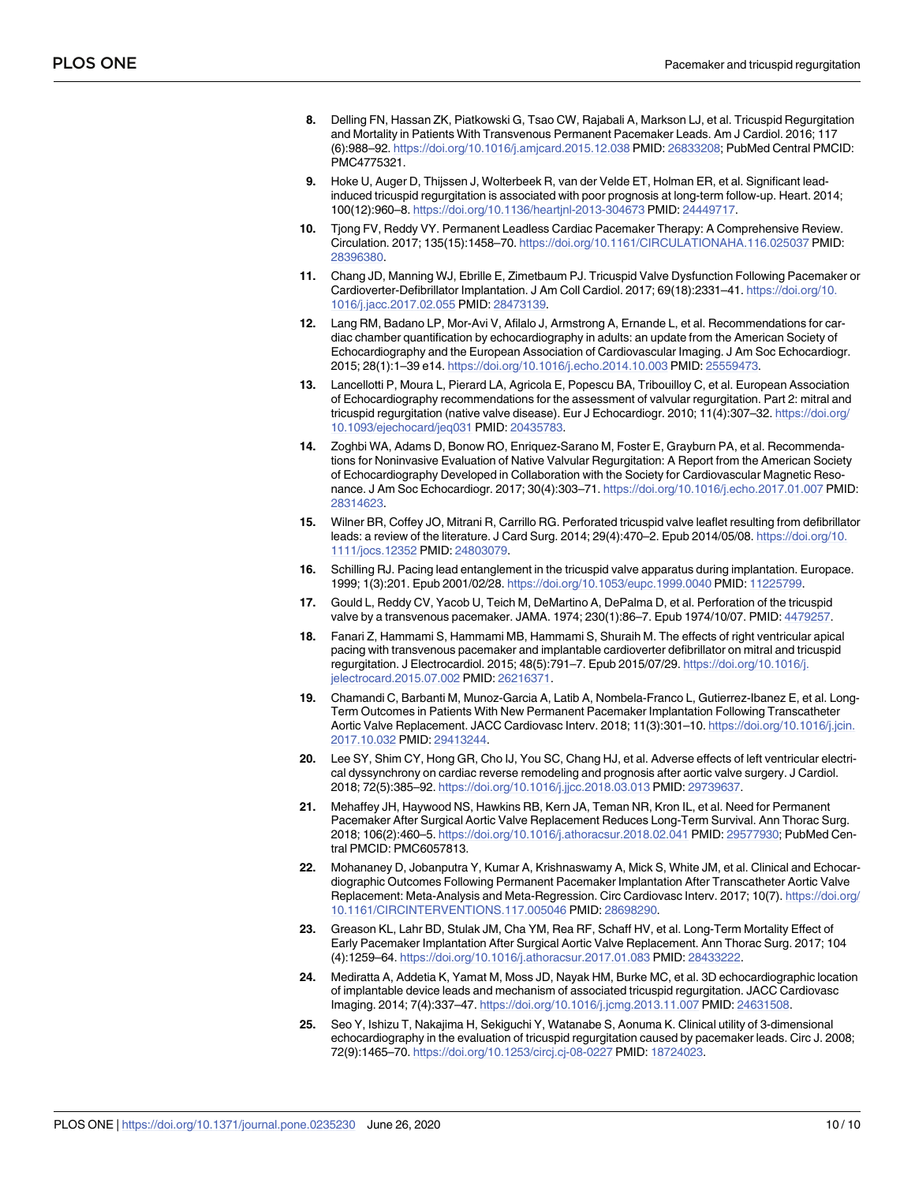8. Delling FN, Hassan ZK, Piatkowski G, Tsao CW, Rajabali A, Markson LJ, et al. Tricuspid Regurgitation and Mortality in Patients With Transvenous Permanent Pacemaker Leads. Am J Cardiol. 2016; 117 (6):988–92. https://doi.org/10.1016/j.amjcard.2015.12.038 PMID: 26833208; PubMed Central PMCID: PMC4775321.

9. Hoke U, Auger D, Thijssen J, Wolterbeek R, van der Velde ET, Holman ER, et al. Significant lead-induced tricuspid regurgitation is associated with poor prognosis at long-term follow-up. Heart. 2014; 100(12):960–8. https://doi.org/10.1136/heartjnl-2013-304673 PMID: 24449717.

10. Tjong FV, Reddy VY. Permanent Leadless Cardiac Pacemaker Therapy: A Comprehensive Review. Circulation. 2017; 135(15):1458–70. https://doi.org/10.1161/CIRCULATIONAHA.116.025037 PMID: 28396380.

11. Chang JD, Manning WJ, Ebrille E, Zimetbaum PJ. Tricuspid Valve Dysfunction Following Pacemaker or Cardioverter-Defibrillator Implantation. J Am Coll Cardiol. 2017; 69(18):2331–41. https://doi.org/10.1016/j.jacc.2017.02.055 PMID: 28473139.

12. Lang RM, Badano LP, Mor-Avi V, Afilalo J, Armstrong A, Ernande L, et al. Recommendations for cardiac chamber quantification by echocardiography in adults: an update from the American Society of Echocardiography and the European Association of Cardiovascular Imaging. J Am Soc Echocardiogr. 2015; 28(1):1–39 e14. https://doi.org/10.1016/j.echo.2014.10.003 PMID: 25559473.

13. Lancellotti P, Moura L, Pierard LA, Agricola E, Popescu BA, Tribouilloy C, et al. European Association of Echocardiography recommendations for the assessment of valvular regurgitation. Part 2: mitral and tricuspid regurgitation (native valve disease). Eur J Echocardiogr. 2010; 11(4):307–32. https://doi.org/10.1093/ejechocard/jeq031 PMID: 20435783.

14. Zoghbi WA, Adams D, Bonow RO, Enriquez-Sarano M, Foster E, Grayburn PA, et al. Recommendations for Noninvasive Evaluation of Native Valvular Regurgitation: A Report from the American Society of Echocardiography Developed in Collaboration with the Society for Cardiovascular Magnetic Resonance. J Am Soc Echocardiogr. 2017; 30(4):303–71. https://doi.org/10.1016/j.echo.2017.01.007 PMID: 28314623.

15. Wilner BR, Coffey JO, Mitrani R, Carrillo RG. Perforated tricuspid valve leaflet resulting from defibrillator leads: a review of the literature. J Card Surg. 2014; 29(4):470–2. Epub 2014/05/08. https://doi.org/10.1111/jocs.12352 PMID: 24803079.

16. Schilling RJ. Pacing lead entanglement in the tricuspid valve apparatus during implantation. Europace. 1999; 1(3):201. Epub 2001/02/28. https://doi.org/10.1053/eupc.1999.0040 PMID: 11225799.

17. Gould L, Reddy CV, Yacob U, Teich M, DeMartino A, DePalma D, et al. Perforation of the tricuspid valve by a transvenous pacemaker. JAMA. 1974; 230(1):86–7. Epub 1974/10/07. PMID: 4479257.

18. Fanari Z, Hammami S, Hammami MB, Hammami S, Shuraih M. The effects of right ventricular apical pacing with transvenous pacemaker and implantable cardioverter defibrillator on mitral and tricuspid regurgitation. J Electrocardiol. 2015; 48(5):791–7. Epub 2015/07/29. https://doi.org/10.1016/j.jelectrocard.2015.07.002 PMID: 26216371.

19. Chamandi C, Barbanti M, Munoz-Garcia A, Latib A, Nombela-Franco L, Gutierrez-Ibanez E, et al. Long-Term Outcomes in Patients With New Permanent Pacemaker Implantation Following Transcatheter Aortic Valve Replacement. JACC Cardiovasc Interv. 2018; 11(3):301–10. https://doi.org/10.1016/j.jcin.2017.10.032 PMID: 29413244.

20. Lee SY, Shim CY, Hong GR, Cho IJ, You SC, Chang HJ, et al. Adverse effects of left ventricular electrical dyssynchrony on cardiac reverse remodeling and prognosis after aortic valve surgery. J Cardiol. 2018; 72(5):385–92. https://doi.org/10.1016/j.jjcc.2018.03.013 PMID: 29739637.

21. Mehaffey JH, Haywood NS, Hawkins RB, Kern JA, Teman NR, Kron IL, et al. Need for Permanent Pacemaker After Surgical Aortic Valve Replacement Reduces Long-Term Survival. Ann Thorac Surg. 2018; 106(2):460–5. https://doi.org/10.1016/j.athoracsur.2018.02.041 PMID: 29577930; PubMed Central PMCID: PMC6057813.

22. Mohananey D, Jobanputra Y, Kumar A, Krishnaswamy A, Mick S, White JM, et al. Clinical and Echocardiographic Outcomes Following Permanent Pacemaker Implantation After Transcatheter Aortic Valve Replacement: Meta-Analysis and Meta-Regression. Circ Cardiovasc Interv. 2017; 10(7). https://doi.org/10.1161/CIRCINTERVENTIONS.117.005046 PMID: 28698290.

23. Greason KL, Lahr BD, Stulak JM, Cha YM, Rea RF, Schaff HV, et al. Long-Term Mortality Effect of Early Pacemaker Implantation After Surgical Aortic Valve Replacement. Ann Thorac Surg. 2017; 104 (4):1259–64. https://doi.org/10.1016/j.athoracsur.2017.01.083 PMID: 28433222.

24. Mediratta A, Addetia K, Yamat M, Moss JD, Nayak HM, Burke MC, et al. 3D echocardiographic location of implantable device leads and mechanism of associated tricuspid regurgitation. JACC Cardiovasc Imaging. 2014; 7(4):337–47. https://doi.org/10.1016/j.jcmg.2013.11.007 PMID: 24631508.

25. Seo Y, Ishizu T, Nakajima H, Sekiguchi Y, Watanabe S, Aonuma K. Clinical utility of 3-dimensional echocardiography in the evaluation of tricuspid regurgitation caused by pacemaker leads. Circ J. 2008; 72(9):1465–70. https://doi.org/10.1253/circj.cj-08-0227 PMID: 18724023.